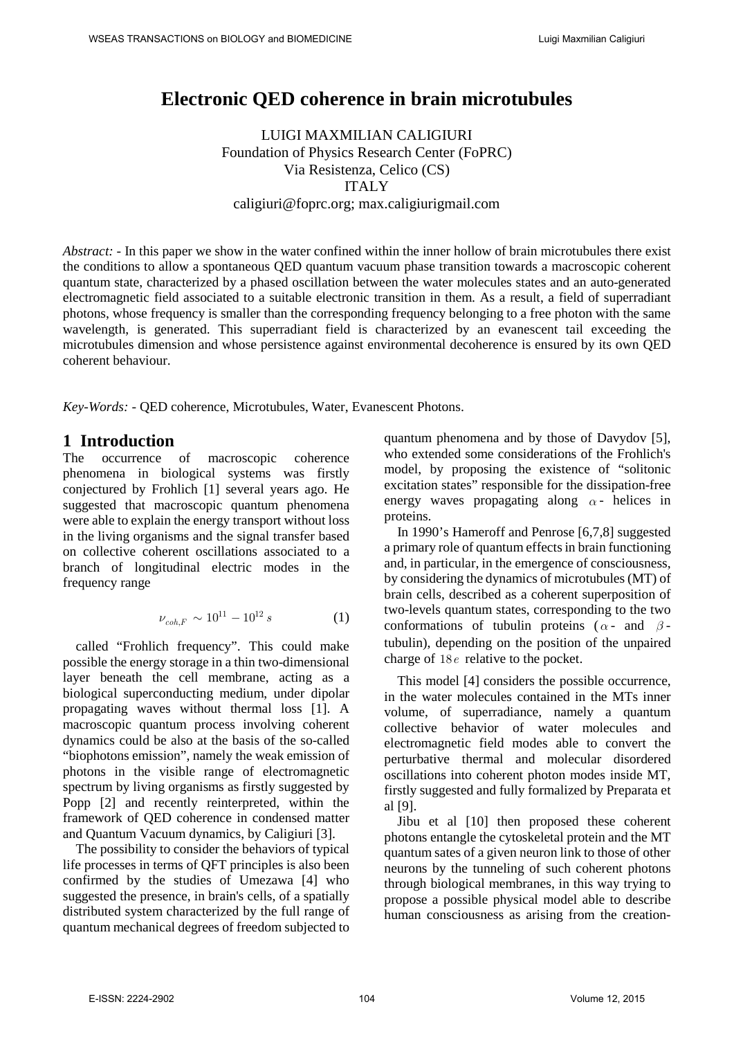# Electronic QED coherence in brain microtubules

LUIGI MAXMILIAN CALIGIURI
Foundation of Physics Research Center (FoPRC)
Via Resistenza, Celico (CS)
ITALY
caligiuri@foprc.org; max.caligiurigmail.com

*Abstract:* - In this paper we show in the water confined within the inner hollow of brain microtubules there exist the conditions to allow a spontaneous QED quantum vacuum phase transition towards a macroscopic coherent quantum state, characterized by a phased oscillation between the water molecules states and an auto-generated electromagnetic field associated to a suitable electronic transition in them. As a result, a field of superradiant photons, whose frequency is smaller than the corresponding frequency belonging to a free photon with the same wavelength, is generated. This superradiant field is characterized by an evanescent tail exceeding the microtubules dimension and whose persistence against environmental decoherence is ensured by its own QED coherent behaviour.

*Key-Words:* - QED coherence, Microtubules, Water, Evanescent Photons.

## 1 Introduction

The occurrence of macroscopic coherence phenomena in biological systems was firstly conjectured by Frohlich [1] several years ago. He suggested that macroscopic quantum phenomena were able to explain the energy transport without loss in the living organisms and the signal transfer based on collective coherent oscillations associated to a branch of longitudinal electric modes in the frequency range

$$\nu_{coh,F} \sim 10^{11} - 10^{12}\, s \tag{1}$$

called "Frohlich frequency". This could make possible the energy storage in a thin two-dimensional layer beneath the cell membrane, acting as a biological superconducting medium, under dipolar propagating waves without thermal loss [1]. A macroscopic quantum process involving coherent dynamics could be also at the basis of the so-called "biophotons emission", namely the weak emission of photons in the visible range of electromagnetic spectrum by living organisms as firstly suggested by Popp [2] and recently reinterpreted, within the framework of QED coherence in condensed matter and Quantum Vacuum dynamics, by Caligiuri [3].

The possibility to consider the behaviors of typical life processes in terms of QFT principles is also been confirmed by the studies of Umezawa [4] who suggested the presence, in brain's cells, of a spatially distributed system characterized by the full range of quantum mechanical degrees of freedom subjected to quantum phenomena and by those of Davydov [5], who extended some considerations of the Frohlich's model, by proposing the existence of "solitonic excitation states" responsible for the dissipation-free energy waves propagating along $\alpha$- helices in proteins.

In 1990's Hameroff and Penrose [6,7,8] suggested a primary role of quantum effects in brain functioning and, in particular, in the emergence of consciousness, by considering the dynamics of microtubules (MT) of brain cells, described as a coherent superposition of two-levels quantum states, corresponding to the two conformations of tubulin proteins ($\alpha$- and $\beta$- tubulin), depending on the position of the unpaired charge of $18e$ relative to the pocket.

This model [4] considers the possible occurrence, in the water molecules contained in the MTs inner volume, of superradiance, namely a quantum collective behavior of water molecules and electromagnetic field modes able to convert the perturbative thermal and molecular disordered oscillations into coherent photon modes inside MT, firstly suggested and fully formalized by Preparata et al [9].

Jibu et al [10] then proposed these coherent photons entangle the cytoskeletal protein and the MT quantum sates of a given neuron link to those of other neurons by the tunneling of such coherent photons through biological membranes, in this way trying to propose a possible physical model able to describe human consciousness as arising from the creation-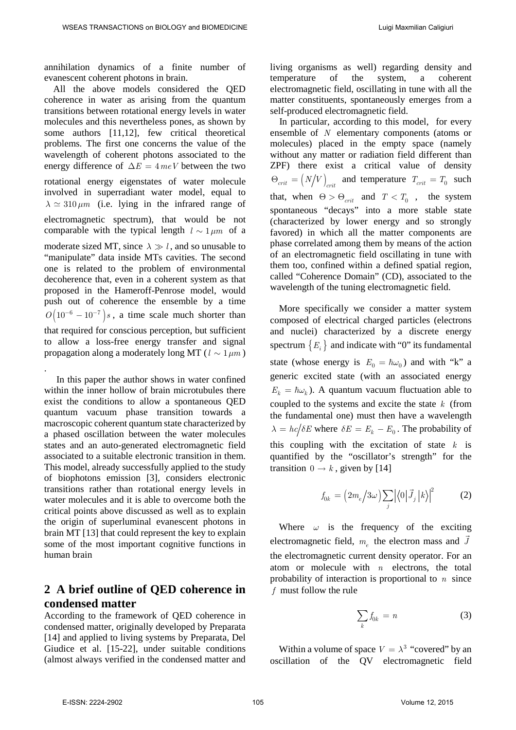annihilation dynamics of a finite number of evanescent coherent photons in brain.

All the above models considered the QED coherence in water as arising from the quantum transitions between rotational energy levels in water molecules and this nevertheless pones, as shown by some authors [11,12], few critical theoretical problems. The first one concerns the value of the wavelength of coherent photons associated to the energy difference of $\Delta E = 4\, meV$ between the two rotational energy eigenstates of water molecule involved in superradiant water model, equal to $\lambda \simeq 310\, \mu m$ (i.e. lying in the infrared range of electromagnetic spectrum), that would be not comparable with the typical length $l \sim 1\, \mu m$ of a moderate sized MT, since $\lambda \gg l$, and so unusable to "manipulate" data inside MTs cavities. The second one is related to the problem of environmental decoherence that, even in a coherent system as that proposed in the Hameroff-Penrose model, would push out of coherence the ensemble by a time $O\left(10^{-6} - 10^{-7}\right) s$, a time scale much shorter than that required for conscious perception, but sufficient to allow a loss-free energy transfer and signal propagation along a moderately long MT ($l \sim 1\, \mu m$).

In this paper the author shows in water confined within the inner hollow of brain microtubules there exist the conditions to allow a spontaneous QED quantum vacuum phase transition towards a macroscopic coherent quantum state characterized by a phased oscillation between the water molecules states and an auto-generated electromagnetic field associated to a suitable electronic transition in them. This model, already successfully applied to the study of biophotons emission [3], considers electronic transitions rather than rotational energy levels in water molecules and it is able to overcome both the critical points above discussed as well as to explain the origin of superluminal evanescent photons in brain MT [13] that could represent the key to explain some of the most important cognitive functions in human brain

## 2 A brief outline of QED coherence in condensed matter

According to the framework of QED coherence in condensed matter, originally developed by Preparata [14] and applied to living systems by Preparata, Del Giudice et al. [15-22], under suitable conditions (almost always verified in the condensed matter and living organisms as well) regarding density and temperature of the system, a coherent electromagnetic field, oscillating in tune with all the matter constituents, spontaneously emerges from a self-produced electromagnetic field.

In particular, according to this model, for every ensemble of $N$ elementary components (atoms or molecules) placed in the empty space (namely without any matter or radiation field different than ZPF) there exist a critical value of density $\Theta_{crit} = \left(N/V\right)_{crit}$ and temperature $T_{crit} = T_0$ such that, when $\Theta > \Theta_{crit}$ and $T < T_0$ , the system spontaneous "decays" into a more stable state (characterized by lower energy and so strongly favored) in which all the matter components are phase correlated among them by means of the action of an electromagnetic field oscillating in tune with them too, confined within a defined spatial region, called "Coherence Domain" (CD), associated to the wavelength of the tuning electromagnetic field.

More specifically we consider a matter system composed of electrical charged particles (electrons and nuclei) characterized by a discrete energy spectrum $\left\{E_i\right\}$ and indicate with "0" its fundamental state (whose energy is $E_0 = \hbar\omega_0$) and with "k" a generic excited state (with an associated energy $E_k = \hbar\omega_k$). A quantum vacuum fluctuation able to coupled to the systems and excite the state $k$ (from the fundamental one) must then have a wavelength $\lambda = hc/\delta E$ where $\delta E = E_k - E_0$. The probability of this coupling with the excitation of state $k$ is quantified by the "oscillator's strength" for the transition $0 \rightarrow k$, given by [14]

$$f_{0k} = \left(2m_e/3\omega\right)\sum_j \left|\left\langle 0\left|\vec{J}_j\right|k\right\rangle\right|^2 \qquad (2)$$

Where $\omega$ is the frequency of the exciting electromagnetic field, $m_e$ the electron mass and $\vec{J}$ the electromagnetic current density operator. For an atom or molecule with $n$ electrons, the total probability of interaction is proportional to $n$ since $f$ must follow the rule

$$\sum_k f_{0k} = n \qquad (3)$$

Within a volume of space $V = \lambda^3$ "covered" by an oscillation of the QV electromagnetic field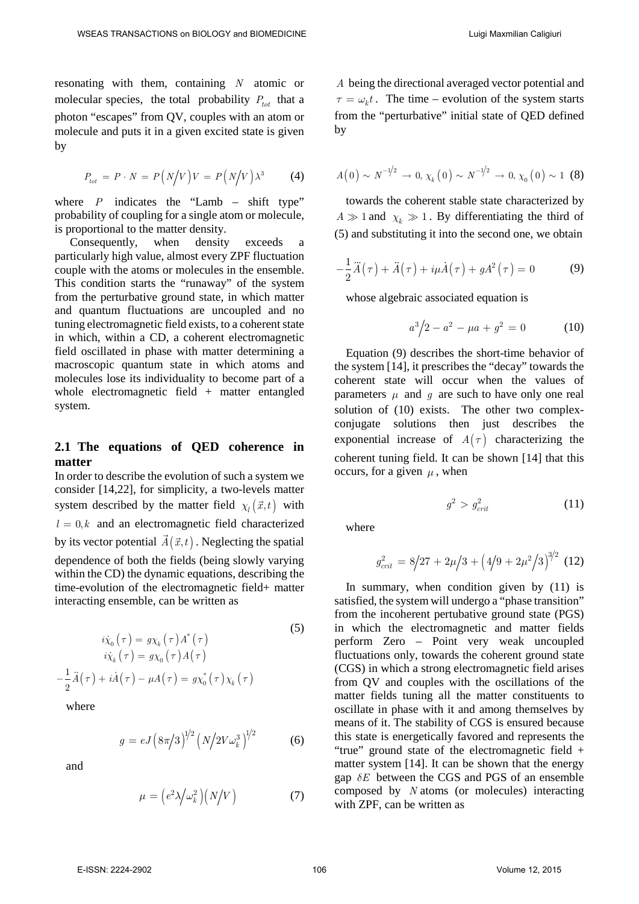resonating with them, containing $N$ atomic or molecular species, the total probability $P_{tot}$ that a photon "escapes" from QV, couples with an atom or molecule and puts it in a given excited state is given by

$$P_{tot} = P \cdot N = P\left(N/V\right)V = P\left(N/V\right)\lambda^3 \tag{4}$$

where $P$ indicates the "Lamb – shift type" probability of coupling for a single atom or molecule, is proportional to the matter density.

Consequently, when density exceeds a particularly high value, almost every ZPF fluctuation couple with the atoms or molecules in the ensemble. This condition starts the "runaway" of the system from the perturbative ground state, in which matter and quantum fluctuations are uncoupled and no tuning electromagnetic field exists, to a coherent state in which, within a CD, a coherent electromagnetic field oscillated in phase with matter determining a macroscopic quantum state in which atoms and molecules lose its individuality to become part of a whole electromagnetic field + matter entangled system.

## 2.1 The equations of QED coherence in matter

In order to describe the evolution of such a system we consider [14,22], for simplicity, a two-levels matter system described by the matter field $\chi_l\left(\vec{x},t\right)$ with $l = 0,k$ and an electromagnetic field characterized by its vector potential $\vec{A}\left(\vec{x},t\right)$. Neglecting the spatial dependence of both the fields (being slowly varying within the CD) the dynamic equations, describing the time-evolution of the electromagnetic field+ matter interacting ensemble, can be written as

$$\begin{aligned} i\dot{\chi}_0\left(\tau\right) &= g\chi_k\left(\tau\right)A^*\left(\tau\right) \\ i\dot{\chi}_k\left(\tau\right) &= g\chi_0\left(\tau\right)A\left(\tau\right) \\ -\frac{1}{2}\ddot{A}\left(\tau\right) + i\dot{A}\left(\tau\right) - \mu A\left(\tau\right) &= g\chi_0^*\left(\tau\right)\chi_k\left(\tau\right) \end{aligned} \tag{5}$$

where

$$g = eJ\left(8\pi/3\right)^{1/2}\left(N/2V\omega_k^3\right)^{1/2} \tag{6}$$

and

$$\mu = \left(e^2\lambda/\omega_k^2\right)\left(N/V\right) \tag{7}$$

$A$ being the directional averaged vector potential and $\tau = \omega_k t$. The time – evolution of the system starts from the "perturbative" initial state of QED defined by

$$A\left(0\right) \sim N^{-1/2} \to 0,\ \chi_k\left(0\right) \sim N^{-1/2} \to 0,\ \chi_0\left(0\right) \sim 1 \tag{8}$$

towards the coherent stable state characterized by $A \gg 1$ and $\chi_k \gg 1$. By differentiating the third of (5) and substituting it into the second one, we obtain

$$-\frac{1}{2}\dddot{A}\left(\tau\right) + \ddot{A}\left(\tau\right) + i\mu\dot{A}\left(\tau\right) + gA^2\left(\tau\right) = 0 \tag{9}$$

whose algebraic associated equation is

$$a^3/2 - a^2 - \mu a + g^2 = 0 \tag{10}$$

Equation (9) describes the short-time behavior of the system [14], it prescribes the "decay" towards the coherent state will occur when the values of parameters $\mu$ and $g$ are such to have only one real solution of (10) exists. The other two complex-conjugate solutions then just describes the exponential increase of $A\left(\tau\right)$ characterizing the coherent tuning field. It can be shown [14] that this occurs, for a given $\mu$, when

$$g^2 > g_{crit}^2 \tag{11}$$

where

$$g_{crit}^2 = 8/27 + 2\mu/3 + \left(4/9 + 2\mu^2/3\right)^{3/2} \tag{12}$$

In summary, when condition given by (11) is satisfied, the system will undergo a "phase transition" from the incoherent pertubative ground state (PGS) in which the electromagnetic and matter fields perform Zero – Point very weak uncoupled fluctuations only, towards the coherent ground state (CGS) in which a strong electromagnetic field arises from QV and couples with the oscillations of the matter fields tuning all the matter constituents to oscillate in phase with it and among themselves by means of it. The stability of CGS is ensured because this state is energetically favored and represents the "true" ground state of the electromagnetic field + matter system [14]. It can be shown that the energy gap $\delta E$ between the CGS and PGS of an ensemble composed by $N$ atoms (or molecules) interacting with ZPF, can be written as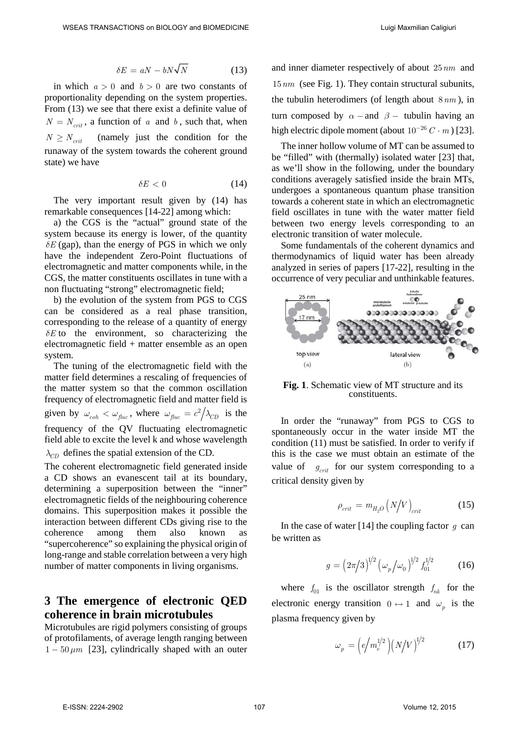$$\delta E = aN - bN\sqrt{N} \tag{13}$$

in which $a > 0$ and $b > 0$ are two constants of proportionality depending on the system properties. From (13) we see that there exist a definite value of $N = N_{crit}$, a function of $a$ and $b$, such that, when $N \geq N_{crit}$ (namely just the condition for the runaway of the system towards the coherent ground state) we have

$$\delta E < 0 \tag{14}$$

The very important result given by (14) has remarkable consequences [14-22] among which:

a) the CGS is the "actual" ground state of the system because its energy is lower, of the quantity $\delta E$ (gap), than the energy of PGS in which we only have the independent Zero-Point fluctuations of electromagnetic and matter components while, in the CGS, the matter constituents oscillates in tune with a non fluctuating "strong" electromagnetic field;

b) the evolution of the system from PGS to CGS can be considered as a real phase transition, corresponding to the release of a quantity of energy $\delta E$ to the environment, so characterizing the electromagnetic field + matter ensemble as an open system.

The tuning of the electromagnetic field with the matter field determines a rescaling of frequencies of the matter system so that the common oscillation frequency of electromagnetic field and matter field is given by $\omega_{coh} < \omega_{fluc}$, where $\omega_{fluc} = c^2/\lambda_{CD}$ is the frequency of the QV fluctuating electromagnetic field able to excite the level k and whose wavelength $\lambda_{CD}$ defines the spatial extension of the CD.

The coherent electromagnetic field generated inside a CD shows an evanescent tail at its boundary, determining a superposition between the "inner" electromagnetic fields of the neighbouring coherence domains. This superposition makes it possible the interaction between different CDs giving rise to the coherence among them also known as "supercoherence" so explaining the physical origin of long-range and stable correlation between a very high number of matter components in living organisms.

## 3 The emergence of electronic QED coherence in brain microtubules

Microtubules are rigid polymers consisting of groups of protofilaments, of average length ranging between $1 - 50\,\mu m$ [23], cylindrically shaped with an outer and inner diameter respectively of about $25\,nm$ and $15\,nm$ (see Fig. 1). They contain structural subunits, the tubulin heterodimers (of length about $8\,nm$), in turn composed by $\alpha-$ and $\beta-$ tubulin having an high electric dipole moment (about $10^{-26}\,C \cdot m$) [23].

The inner hollow volume of MT can be assumed to be "filled" with (thermally) isolated water [23] that, as we'll show in the following, under the boundary conditions averagely satisfied inside the brain MTs, undergoes a spontaneous quantum phase transition towards a coherent state in which an electromagnetic field oscillates in tune with the water matter field between two energy levels corresponding to an electronic transition of water molecule.

Some fundamentals of the coherent dynamics and thermodynamics of liquid water has been already analyzed in series of papers [17-22], resulting in the occurrence of very peculiar and unthinkable features.

**Fig. 1**. Schematic view of MT structure and its constituents.

In order the "runaway" from PGS to CGS to spontaneously occur in the water inside MT the condition (11) must be satisfied. In order to verify if this is the case we must obtain an estimate of the value of $g_{crit}$ for our system corresponding to a critical density given by

$$\rho_{crit} = m_{H_2O}\left(N/V\right)_{crit} \tag{15}$$

In the case of water [14] the coupling factor $g$ can be written as

$$g = \left(2\pi/3\right)^{1/2}\left(\omega_p/\omega_0\right)^{1/2} f_{01}^{1/2} \tag{16}$$

where $f_{01}$ is the oscillator strength $f_{nk}$ for the electronic energy transition $0 \leftrightarrow 1$ and $\omega_p$ is the plasma frequency given by

$$\omega_p = \left(e/m_e^{1/2}\right)\left(N/V\right)^{1/2} \tag{17}$$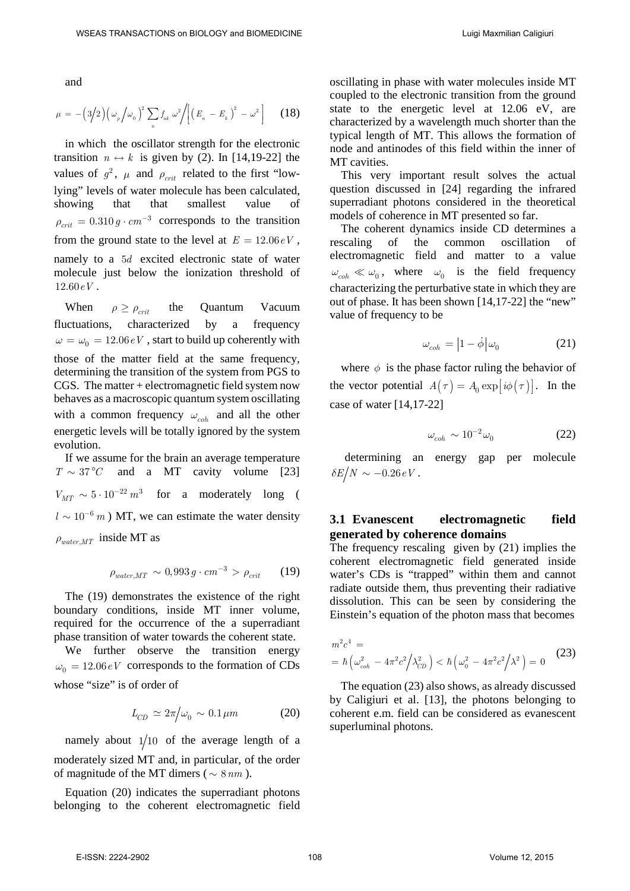and

$$\mu = -\left(3/2\right)\left(\omega_p/\omega_0\right)^2 \sum_n f_{nk}\,\omega^2 \Big/ \left[\left(E_n - E_k\right)^2 - \omega^2\right] \qquad (18)$$

in which the oscillator strength for the electronic transition $n \leftrightarrow k$ is given by (2). In [14,19-22] the values of $g^2$, $\mu$ and $\rho_{crit}$ related to the first "low-lying" levels of water molecule has been calculated, showing that that smallest value of $\rho_{crit} = 0.310\,g\cdot cm^{-3}$ corresponds to the transition from the ground state to the level at $E = 12.06\,eV$, namely to a $5d$ excited electronic state of water molecule just below the ionization threshold of $12.60\,eV$.

When $\rho \geq \rho_{crit}$ the Quantum Vacuum fluctuations, characterized by a frequency $\omega = \omega_0 = 12.06\,eV$, start to build up coherently with those of the matter field at the same frequency, determining the transition of the system from PGS to CGS. The matter + electromagnetic field system now behaves as a macroscopic quantum system oscillating with a common frequency $\omega_{coh}$ and all the other energetic levels will be totally ignored by the system evolution.

If we assume for the brain an average temperature $T \sim 37\,^{\circ}C$ and a MT cavity volume [23] $V_{MT} \sim 5\cdot 10^{-22}\,m^3$ for a moderately long ($l \sim 10^{-6}\,m$) MT, we can estimate the water density $\rho_{water,MT}$ inside MT as

$$\rho_{water,MT} \sim 0{,}993\,g\cdot cm^{-3} > \rho_{crit} \qquad (19)$$

The (19) demonstrates the existence of the right boundary conditions, inside MT inner volume, required for the occurrence of the a superradiant phase transition of water towards the coherent state.

We further observe the transition energy $\omega_0 = 12.06\,eV$ corresponds to the formation of CDs whose "size" is of order of

$$L_{CD} \simeq 2\pi/\omega_0 \sim 0.1\,\mu m \qquad (20)$$

namely about $1/10$ of the average length of a moderately sized MT and, in particular, of the order of magnitude of the MT dimers ($\sim 8\,nm$).

Equation (20) indicates the superradiant photons belonging to the coherent electromagnetic field oscillating in phase with water molecules inside MT coupled to the electronic transition from the ground state to the energetic level at 12.06 eV, are characterized by a wavelength much shorter than the typical length of MT. This allows the formation of node and antinodes of this field within the inner of MT cavities.

This very important result solves the actual question discussed in [24] regarding the infrared superradiant photons considered in the theoretical models of coherence in MT presented so far.

The coherent dynamics inside CD determines a rescaling of the common oscillation of electromagnetic field and matter to a value $\omega_{coh} \ll \omega_0$, where $\omega_0$ is the field frequency characterizing the perturbative state in which they are out of phase. It has been shown [14,17-22] the "new" value of frequency to be

$$\omega_{coh} = \left|1 - \dot{\phi}\right|\omega_0 \qquad (21)$$

where $\phi$ is the phase factor ruling the behavior of the vector potential $A(\tau) = A_0 \exp\left[i\phi(\tau)\right]$. In the case of water [14,17-22]

$$\omega_{coh} \sim 10^{-2}\omega_0 \qquad (22)$$

determining an energy gap per molecule $\delta E/N \sim -0.26\,eV$.

### 3.1 Evanescent electromagnetic field generated by coherence domains

The frequency rescaling given by (21) implies the coherent electromagnetic field generated inside water's CDs is "trapped" within them and cannot radiate outside them, thus preventing their radiative dissolution. This can be seen by considering the Einstein's equation of the photon mass that becomes

$$\begin{aligned} m^2c^4 &= \\ &= \hbar\left(\omega_{coh}^2 - 4\pi^2c^2/\lambda_{CD}^2\right) < \hbar\left(\omega_0^2 - 4\pi^2c^2/\lambda^2\right) = 0 \end{aligned} \qquad (23)$$

The equation (23) also shows, as already discussed by Caligiuri et al. [13], the photons belonging to coherent e.m. field can be considered as evanescent superluminal photons.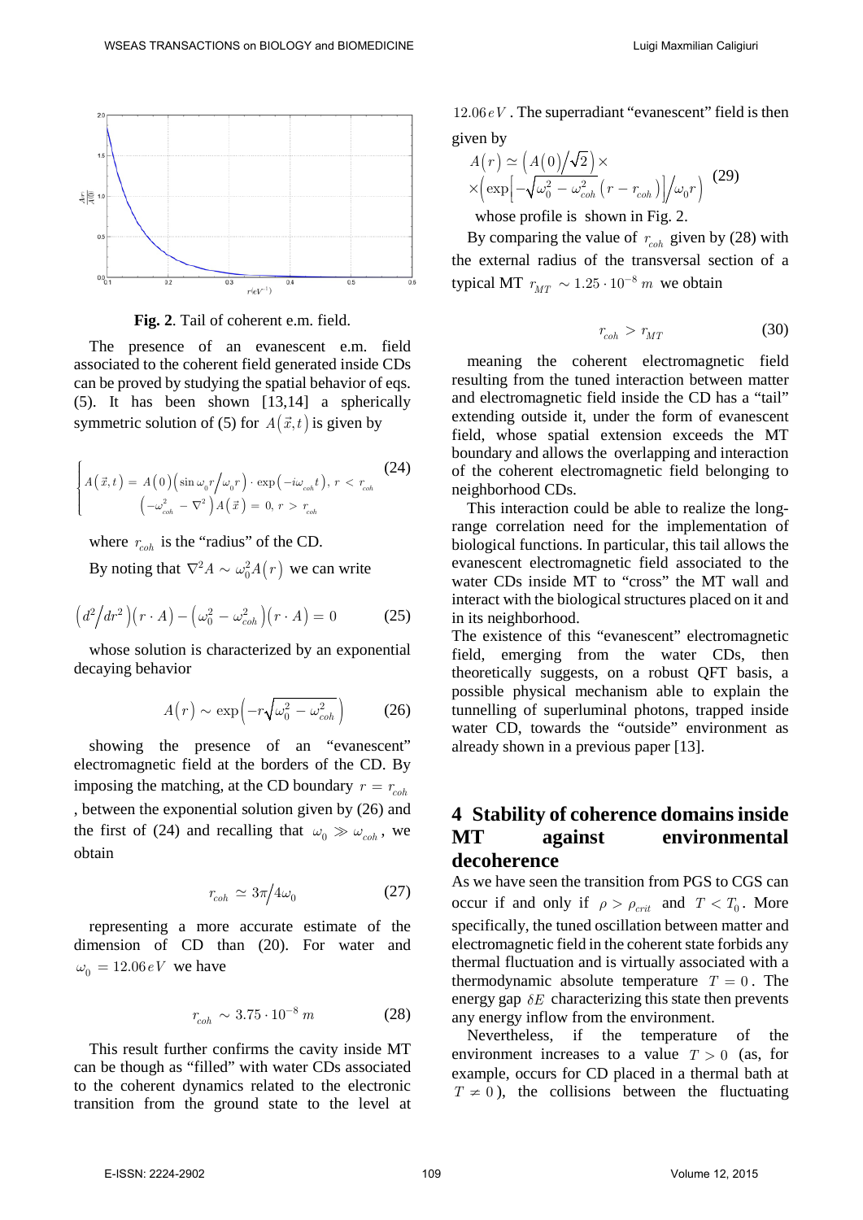**Fig. 2**. Tail of coherent e.m. field.

The presence of an evanescent e.m. field associated to the coherent field generated inside CDs can be proved by studying the spatial behavior of eqs. (5). It has been shown [13,14] a spherically symmetric solution of (5) for $A(\vec{x},t)$ is given by

$$\begin{cases} A(\vec{x},t) = A(0)\left(\sin\omega_0 r / \omega_0 r\right)\cdot\exp\left(-i\omega_{coh}t\right),\ r < r_{coh} \\ \left(-\omega_{coh}^2 - \nabla^2\right)A(\vec{x}) = 0,\ r > r_{coh} \end{cases} \tag{24}$$

where $r_{coh}$ is the "radius" of the CD.

By noting that $\nabla^2 A \sim \omega_0^2 A(r)$ we can write

$$\left(d^2/dr^2\right)(r\cdot A) - \left(\omega_0^2 - \omega_{coh}^2\right)(r\cdot A) = 0 \tag{25}$$

whose solution is characterized by an exponential decaying behavior

$$A(r) \sim \exp\left(-r\sqrt{\omega_0^2 - \omega_{coh}^2}\right) \tag{26}$$

showing the presence of an "evanescent" electromagnetic field at the borders of the CD. By imposing the matching, at the CD boundary $r = r_{coh}$, between the exponential solution given by (26) and the first of (24) and recalling that $\omega_0 \gg \omega_{coh}$, we obtain

$$r_{coh} \simeq 3\pi/4\omega_0 \tag{27}$$

representing a more accurate estimate of the dimension of CD than (20). For water and $\omega_0 = 12.06\,eV$ we have

$$r_{coh} \sim 3.75\cdot 10^{-8}\ m \tag{28}$$

This result further confirms the cavity inside MT can be though as "filled" with water CDs associated to the coherent dynamics related to the electronic transition from the ground state to the level at $12.06\,eV$. The superradiant "evanescent" field is then given by

$$A(r) \simeq \left(A(0)/\sqrt{2}\right)\times \\ \times\left(\exp\left[-\sqrt{\omega_0^2 - \omega_{coh}^2}\left(r - r_{coh}\right)\right]/\omega_0 r\right) \tag{29}$$

whose profile is shown in Fig. 2.

By comparing the value of $r_{coh}$ given by (28) with the external radius of the transversal section of a typical MT $r_{MT} \sim 1.25\cdot 10^{-8}\ m$ we obtain

$$r_{coh} > r_{MT} \tag{30}$$

meaning the coherent electromagnetic field resulting from the tuned interaction between matter and electromagnetic field inside the CD has a "tail" extending outside it, under the form of evanescent field, whose spatial extension exceeds the MT boundary and allows the overlapping and interaction of the coherent electromagnetic field belonging to neighborhood CDs.

This interaction could be able to realize the long-range correlation need for the implementation of biological functions. In particular, this tail allows the evanescent electromagnetic field associated to the water CDs inside MT to "cross" the MT wall and interact with the biological structures placed on it and in its neighborhood.

The existence of this "evanescent" electromagnetic field, emerging from the water CDs, then theoretically suggests, on a robust QFT basis, a possible physical mechanism able to explain the tunnelling of superluminal photons, trapped inside water CD, towards the "outside" environment as already shown in a previous paper [13].

## 4 Stability of coherence domains inside MT against environmental decoherence

As we have seen the transition from PGS to CGS can occur if and only if $\rho > \rho_{crit}$ and $T < T_0$. More specifically, the tuned oscillation between matter and electromagnetic field in the coherent state forbids any thermal fluctuation and is virtually associated with a thermodynamic absolute temperature $T = 0$. The energy gap $\delta E$ characterizing this state then prevents any energy inflow from the environment.

Nevertheless, if the temperature of the environment increases to a value $T > 0$ (as, for example, occurs for CD placed in a thermal bath at $T \neq 0$), the collisions between the fluctuating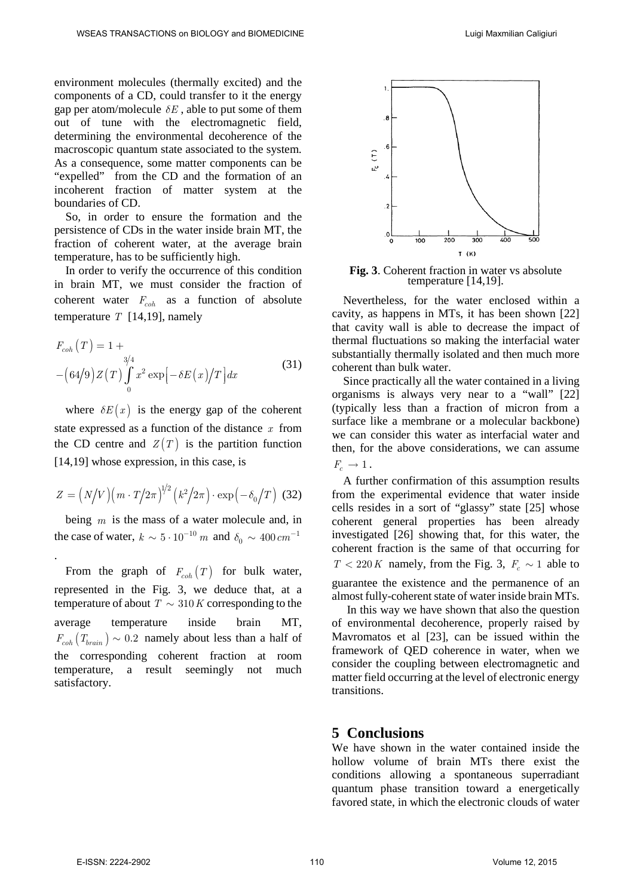environment molecules (thermally excited) and the components of a CD, could transfer to it the energy gap per atom/molecule $\delta E$, able to put some of them out of tune with the electromagnetic field, determining the environmental decoherence of the macroscopic quantum state associated to the system. As a consequence, some matter components can be "expelled" from the CD and the formation of an incoherent fraction of matter system at the boundaries of CD.

So, in order to ensure the formation and the persistence of CDs in the water inside brain MT, the fraction of coherent water, at the average brain temperature, has to be sufficiently high.

In order to verify the occurrence of this condition in brain MT, we must consider the fraction of coherent water $F_{coh}$ as a function of absolute temperature $T$ [14,19], namely

$$F_{coh}(T) = 1 + -\left(64/9\right) Z(T) \int_0^{3/4} x^2 \exp\left[-\delta E(x)/T\right] dx \tag{31}$$

where $\delta E(x)$ is the energy gap of the coherent state expressed as a function of the distance $x$ from the CD centre and $Z(T)$ is the partition function [14,19] whose expression, in this case, is

$$Z = \left(N/V\right)\left(m \cdot T/2\pi\right)^{1/2}\left(k^2/2\pi\right) \cdot \exp\left(-\delta_0/T\right) \tag{32}$$

being $m$ is the mass of a water molecule and, in the case of water, $k \sim 5 \cdot 10^{-10}\, m$ and $\delta_0 \sim 400\, cm^{-1}$.

From the graph of $F_{coh}(T)$ for bulk water, represented in the Fig. 3, we deduce that, at a temperature of about $T \sim 310\, K$ corresponding to the average temperature inside brain MT, $F_{coh}(T_{brain}) \sim 0.2$ namely about less than a half of the corresponding coherent fraction at room temperature, a result seemingly not much satisfactory.

**Fig. 3**. Coherent fraction in water vs absolute temperature [14,19].

Nevertheless, for the water enclosed within a cavity, as happens in MTs, it has been shown [22] that cavity wall is able to decrease the impact of thermal fluctuations so making the interfacial water substantially thermally isolated and then much more coherent than bulk water.

Since practically all the water contained in a living organisms is always very near to a "wall" [22] (typically less than a fraction of micron from a surface like a membrane or a molecular backbone) we can consider this water as interfacial water and then, for the above considerations, we can assume $F_c \to 1$.

A further confirmation of this assumption results from the experimental evidence that water inside cells resides in a sort of "glassy" state [25] whose coherent general properties has been already investigated [26] showing that, for this water, the coherent fraction is the same of that occurring for $T < 220\, K$ namely, from the Fig. 3, $F_c \sim 1$ able to guarantee the existence and the permanence of an almost fully-coherent state of water inside brain MTs.

In this way we have shown that also the question of environmental decoherence, properly raised by Mavromatos et al [23], can be issued within the framework of QED coherence in water, when we consider the coupling between electromagnetic and matter field occurring at the level of electronic energy transitions.

## 5 Conclusions

We have shown in the water contained inside the hollow volume of brain MTs there exist the conditions allowing a spontaneous superradiant quantum phase transition toward a energetically favored state, in which the electronic clouds of water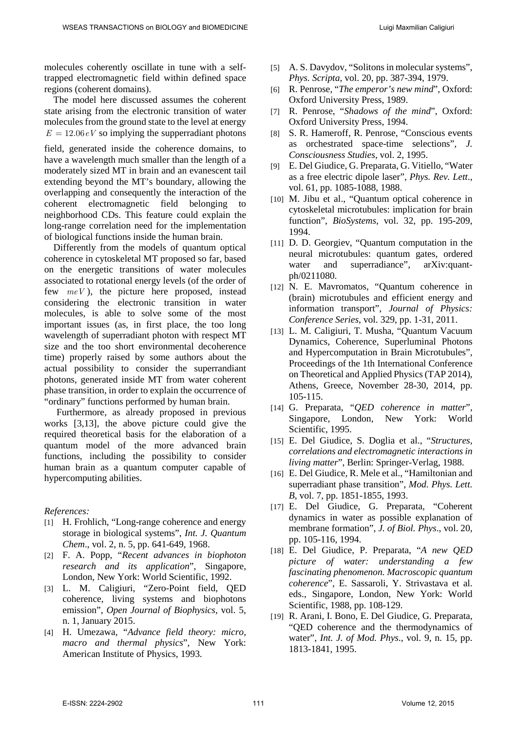molecules coherently oscillate in tune with a self-trapped electromagnetic field within defined space regions (coherent domains).

The model here discussed assumes the coherent state arising from the electronic transition of water molecules from the ground state to the level at energy $E = 12.06\,eV$ so implying the supperradiant photons field, generated inside the coherence domains, to have a wavelength much smaller than the length of a moderately sized MT in brain and an evanescent tail extending beyond the MT's boundary, allowing the overlapping and consequently the interaction of the coherent electromagnetic field belonging to neighborhood CDs. This feature could explain the long-range correlation need for the implementation of biological functions inside the human brain.

Differently from the models of quantum optical coherence in cytoskeletal MT proposed so far, based on the energetic transitions of water molecules associated to rotational energy levels (of the order of few $meV$), the picture here proposed, instead considering the electronic transition in water molecules, is able to solve some of the most important issues (as, in first place, the too long wavelength of superradiant photon with respect MT size and the too short environmental decoherence time) properly raised by some authors about the actual possibility to consider the superrandiant photons, generated inside MT from water coherent phase transition, in order to explain the occurrence of "ordinary" functions performed by human brain.

Furthermore, as already proposed in previous works [3,13], the above picture could give the required theoretical basis for the elaboration of a quantum model of the more advanced brain functions, including the possibility to consider human brain as a quantum computer capable of hypercomputing abilities.

*References:*

[1] H. Frohlich, "Long-range coherence and energy storage in biological systems", *Int. J. Quantum Chem*., vol. 2, n. 5, pp. 641-649, 1968.

[2] F. A. Popp, "*Recent advances in biophoton research and its application*", Singapore, London, New York: World Scientific, 1992.

[3] L. M. Caligiuri, "Zero-Point field, QED coherence, living systems and biophotons emission", *Open Journal of Biophysics*, vol. 5, n. 1, January 2015.

[4] H. Umezawa, "*Advance field theory: micro, macro and thermal physics*", New York: American Institute of Physics, 1993.

[5] A. S. Davydov, "Solitons in molecular systems", *Phys. Scripta*, vol. 20, pp. 387-394, 1979.

[6] R. Penrose, "*The emperor's new mind*", Oxford: Oxford University Press, 1989.

[7] R. Penrose, "*Shadows of the mind*", Oxford: Oxford University Press, 1994.

[8] S. R. Hameroff, R. Penrose, "Conscious events as orchestrated space-time selections", *J. Consciousness Studies*, vol. 2, 1995.

[9] E. Del Giudice, G. Preparata, G. Vitiello, "Water as a free electric dipole laser", *Phys. Rev. Lett*., vol. 61, pp. 1085-1088, 1988.

[10] M. Jibu et al., "Quantum optical coherence in cytoskeletal microtubules: implication for brain function", *BioSystems*, vol. 32, pp. 195-209, 1994.

[11] D. D. Georgiev, "Quantum computation in the neural microtubules: quantum gates, ordered water and superradiance", arXiv:quant-ph/0211080.

[12] N. E. Mavromatos, "Quantum coherence in (brain) microtubules and efficient energy and information transport", *Journal of Physics: Conference Series*, vol. 329, pp. 1-31, 2011.

[13] L. M. Caligiuri, T. Musha, "Quantum Vacuum Dynamics, Coherence, Superluminal Photons and Hypercomputation in Brain Microtubules", Proceedings of the 1th International Conference on Theoretical and Applied Physics (TAP 2014), Athens, Greece, November 28-30, 2014, pp. 105-115.

[14] G. Preparata, "*QED coherence in matter*", Singapore, London, New York: World Scientific, 1995.

[15] E. Del Giudice, S. Doglia et al., "*Structures, correlations and electromagnetic interactions in living matter*", Berlin: Springer-Verlag, 1988.

[16] E. Del Giudice, R. Mele et al., "Hamiltonian and superradiant phase transition", *Mod. Phys. Lett. B*, vol. 7, pp. 1851-1855, 1993.

[17] E. Del Giudice, G. Preparata, "Coherent dynamics in water as possible explanation of membrane formation", *J. of Biol. Phys*., vol. 20, pp. 105-116, 1994.

[18] E. Del Giudice, P. Preparata, "*A new QED picture of water: understanding a few fascinating phenomenon. Macroscopic quantum coherence*", E. Sassaroli, Y. Strivastava et al. eds., Singapore, London, New York: World Scientific, 1988, pp. 108-129.

[19] R. Arani, I. Bono, E. Del Giudice, G. Preparata, "QED coherence and the thermodynamics of water", *Int. J. of Mod. Phys*., vol. 9, n. 15, pp. 1813-1841, 1995.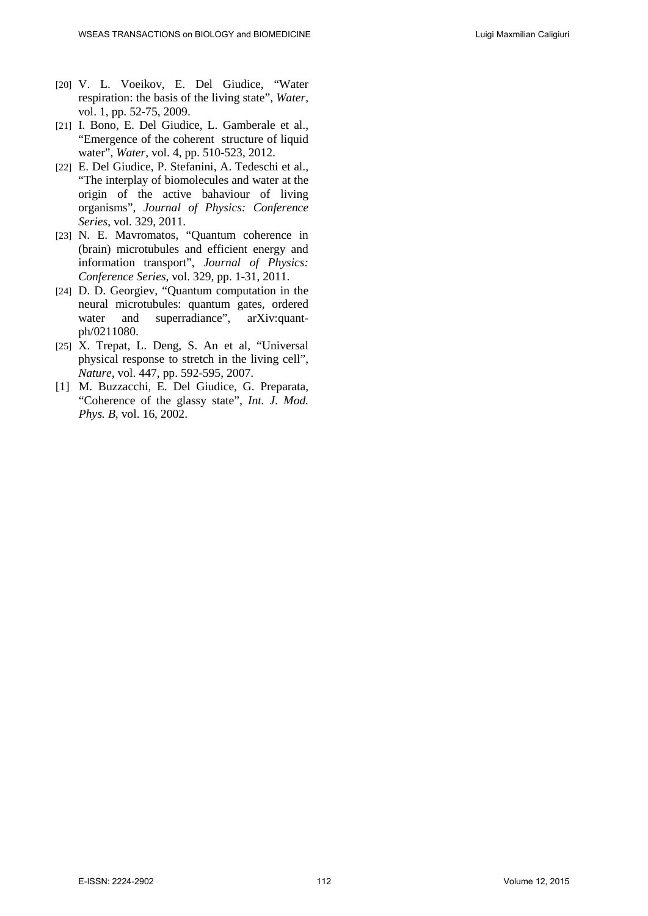[20] V. L. Voeikov, E. Del Giudice, "Water respiration: the basis of the living state", *Water*, vol. 1, pp. 52-75, 2009.

[21] I. Bono, E. Del Giudice, L. Gamberale et al., "Emergence of the coherent structure of liquid water", *Water*, vol. 4, pp. 510-523, 2012.

[22] E. Del Giudice, P. Stefanini, A. Tedeschi et al., "The interplay of biomolecules and water at the origin of the active bahaviour of living organisms", *Journal of Physics: Conference Series*, vol. 329, 2011.

[23] N. E. Mavromatos, "Quantum coherence in (brain) microtubules and efficient energy and information transport", *Journal of Physics: Conference Series*, vol. 329, pp. 1-31, 2011.

[24] D. D. Georgiev, "Quantum computation in the neural microtubules: quantum gates, ordered water and superradiance", arXiv:quant-ph/0211080.

[25] X. Trepat, L. Deng, S. An et al, "Universal physical response to stretch in the living cell", *Nature*, vol. 447, pp. 592-595, 2007.

[1] M. Buzzacchi, E. Del Giudice, G. Preparata, "Coherence of the glassy state", *Int. J. Mod. Phys. B*, vol. 16, 2002.